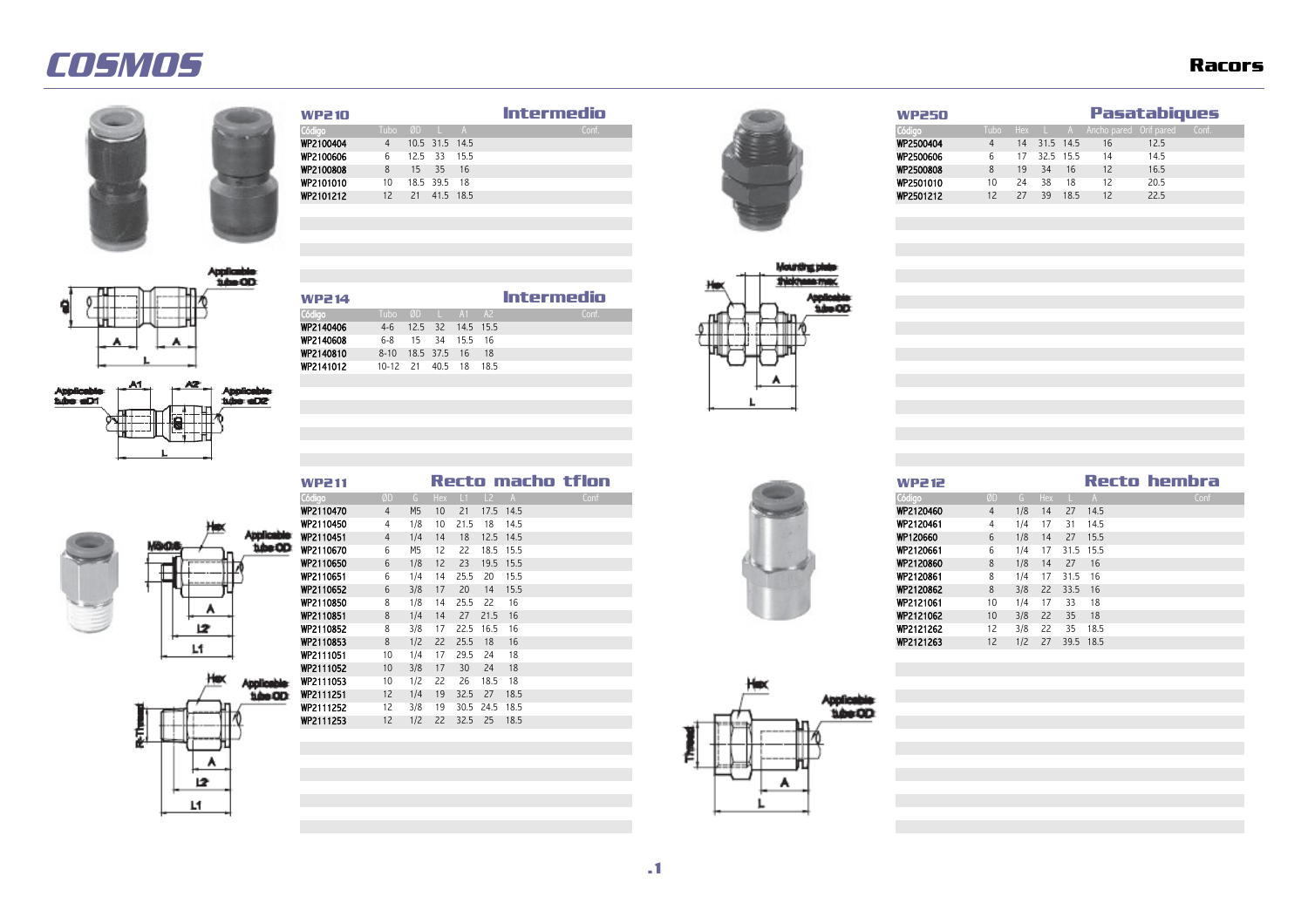# COSMOS

## Racors

### WP210 — Intermedio

| Código | Tubo | ØD | L | A | Conf. |
|---|---|---|---|---|---|
| WP2100404 | 4 | 10.5 | 31.5 | 14.5 | |
| WP2100606 | 6 | 12.5 | 33 | 15.5 | |
| WP2100808 | 8 | 15 | 35 | 16 | |
| WP2101010 | 10 | 18.5 | 39.5 | 18 | |
| WP2101212 | 12 | 21 | 41.5 | 18.5 | |

### WP214 — Intermedio

| Código | Tubo | ØD | L | A1 | A2 | Conf. |
|---|---|---|---|---|---|---|
| WP2140406 | 4-6 | 12.5 | 32 | 14.5 | 15.5 | |
| WP2140608 | 6-8 | 15 | 34 | 15.5 | 16 | |
| WP2140810 | 8-10 | 18.5 | 37.5 | 16 | 18 | |
| WP2141012 | 10-12 | 21 | 40.5 | 18 | 18.5 | |

### WP211 — Recto macho tflon

| Código | ØD | G | Hex | L1 | L2 | A | Conf |
|---|---|---|---|---|---|---|---|
| WP2110470 | 4 | M5 | 10 | 21 | 17.5 | 14.5 | |
| WP2110450 | 4 | 1/8 | 10 | 21.5 | 18 | 14.5 | |
| WP2110451 | 4 | 1/4 | 14 | 18 | 12.5 | 14.5 | |
| WP2110670 | 6 | M5 | 12 | 22 | 18.5 | 15.5 | |
| WP2110650 | 6 | 1/8 | 12 | 23 | 19.5 | 15.5 | |
| WP2110651 | 6 | 1/4 | 14 | 25.5 | 20 | 15.5 | |
| WP2110652 | 6 | 3/8 | 17 | 20 | 14 | 15.5 | |
| WP2110850 | 8 | 1/8 | 14 | 25.5 | 22 | 16 | |
| WP2110851 | 8 | 1/4 | 14 | 27 | 21.5 | 16 | |
| WP2110852 | 8 | 3/8 | 17 | 22.5 | 16.5 | 16 | |
| WP2110853 | 8 | 1/2 | 22 | 25.5 | 18 | 16 | |
| WP2111051 | 10 | 1/4 | 17 | 29.5 | 24 | 18 | |
| WP2111052 | 10 | 3/8 | 17 | 30 | 24 | 18 | |
| WP2111053 | 10 | 1/2 | 22 | 26 | 18.5 | 18 | |
| WP2111251 | 12 | 1/4 | 19 | 32.5 | 27 | 18.5 | |
| WP2111252 | 12 | 3/8 | 19 | 30.5 | 24.5 | 18.5 | |
| WP2111253 | 12 | 1/2 | 22 | 32.5 | 25 | 18.5 | |

### WP250 — Pasatabiques

| Código | Tubo | Hex | L | A | Ancho pared | Orif pared | Conf. |
|---|---|---|---|---|---|---|---|
| WP2500404 | 4 | 14 | 31.5 | 14.5 | 16 | 12.5 | |
| WP2500606 | 6 | 17 | 32.5 | 15.5 | 14 | 14.5 | |
| WP2500808 | 8 | 19 | 34 | 16 | 12 | 16.5 | |
| WP2501010 | 10 | 24 | 38 | 18 | 12 | 20.5 | |
| WP2501212 | 12 | 27 | 39 | 18.5 | 12 | 22.5 | |

### WP212 — Recto hembra

| Código | ØD | G | Hex | L | A | Conf |
|---|---|---|---|---|---|---|
| WP2120460 | 4 | 1/8 | 14 | 27 | 14.5 | |
| WP2120461 | 4 | 1/4 | 17 | 31 | 14.5 | |
| WP120660 | 6 | 1/8 | 14 | 27 | 15.5 | |
| WP2120661 | 6 | 1/4 | 17 | 31.5 | 15.5 | |
| WP2120860 | 8 | 1/8 | 14 | 27 | 16 | |
| WP2120861 | 8 | 1/4 | 17 | 31.5 | 16 | |
| WP2120862 | 8 | 3/8 | 22 | 33.5 | 16 | |
| WP2121061 | 10 | 1/4 | 17 | 33 | 18 | |
| WP2121062 | 10 | 3/8 | 22 | 35 | 18 | |
| WP2121262 | 12 | 3/8 | 22 | 35 | 18.5 | |
| WP2121263 | 12 | 1/2 | 27 | 39.5 | 18.5 | |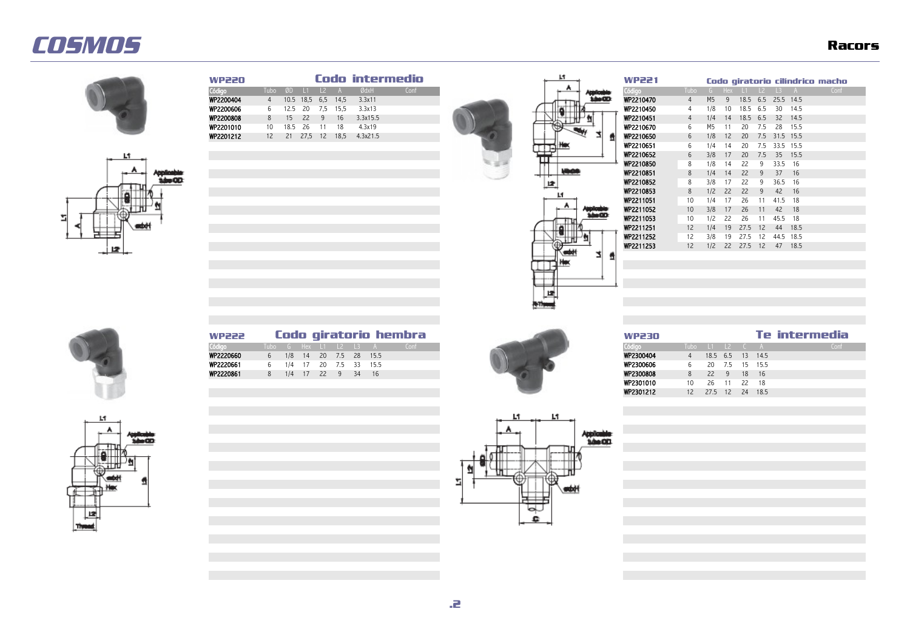# COSMOS

## Racors

### WP220 — Codo intermedio

| Código | Tubo | ØD | L1 | L2 | A | ØdxH | Conf |
|---|---|---|---|---|---|---|---|
| WP2200404 | 4 | 10.5 | 18,5 | 6,5 | 14,5 | 3.3x11 | |
| WP2200606 | 6 | 12.5 | 20 | 7,5 | 15,5 | 3.3x13 | |
| WP2200808 | 8 | 15 | 22 | 9 | 16 | 3.3x15.5 | |
| WP2201010 | 10 | 18.5 | 26 | 11 | 18 | 4.3x19 | |
| WP2201212 | 12 | 21 | 27,5 | 12 | 18,5 | 4.3x21.5 | |

### WP221 — Codo giratorio cilíndrico macho

| Código | Tubo | G | Hex | L1 | L2 | L3 | A | Conf |
|---|---|---|---|---|---|---|---|---|
| WP2210470 | 4 | M5 | 9 | 18.5 | 6.5 | 25.5 | 14.5 | |
| WP2210450 | 4 | 1/8 | 10 | 18.5 | 6.5 | 30 | 14.5 | |
| WP2210451 | 4 | 1/4 | 14 | 18.5 | 6.5 | 32 | 14.5 | |
| WP2210670 | 6 | M5 | 11 | 20 | 7.5 | 28 | 15.5 | |
| WP2210650 | 6 | 1/8 | 12 | 20 | 7.5 | 31.5 | 15.5 | |
| WP2210651 | 6 | 1/4 | 14 | 20 | 7.5 | 33.5 | 15.5 | |
| WP2210652 | 6 | 3/8 | 17 | 20 | 7.5 | 35 | 15.5 | |
| WP2210850 | 8 | 1/8 | 14 | 22 | 9 | 33.5 | 16 | |
| WP2210851 | 8 | 1/4 | 14 | 22 | 9 | 37 | 16 | |
| WP2210852 | 8 | 3/8 | 17 | 22 | 9 | 36.5 | 16 | |
| WP2210853 | 8 | 1/2 | 22 | 22 | 9 | 42 | 16 | |
| WP2211051 | 10 | 1/4 | 17 | 26 | 11 | 41.5 | 18 | |
| WP2211052 | 10 | 3/8 | 17 | 26 | 11 | 42 | 18 | |
| WP2211053 | 10 | 1/2 | 22 | 26 | 11 | 45.5 | 18 | |
| WP2211251 | 12 | 1/4 | 19 | 27.5 | 12 | 44 | 18.5 | |
| WP2211252 | 12 | 3/8 | 19 | 27.5 | 12 | 44.5 | 18.5 | |
| WP2211253 | 12 | 1/2 | 22 | 27.5 | 12 | 47 | 18.5 | |

### WP222 — Codo giratorio hembra

| Código | Tubo | G | Hex | L1 | L2 | L3 | A | Conf |
|---|---|---|---|---|---|---|---|---|
| WP2220660 | 6 | 1/8 | 14 | 20 | 7.5 | 28 | 15.5 | |
| WP2220661 | 6 | 1/4 | 17 | 20 | 7.5 | 33 | 15.5 | |
| WP2220861 | 8 | 1/4 | 17 | 22 | 9 | 34 | 16 | |

### WP230 — Te intermedia

| Código | Tubo | L1 | L2 | C | A | Conf |
|---|---|---|---|---|---|---|
| WP2300404 | 4 | 18.5 | 6.5 | 13 | 14.5 | |
| WP2300606 | 6 | 20 | 7.5 | 15 | 15.5 | |
| WP2300808 | 8 | 22 | 9 | 18 | 16 | |
| WP2301010 | 10 | 26 | 11 | 22 | 18 | |
| WP2301212 | 12 | 27.5 | 12 | 24 | 18.5 | |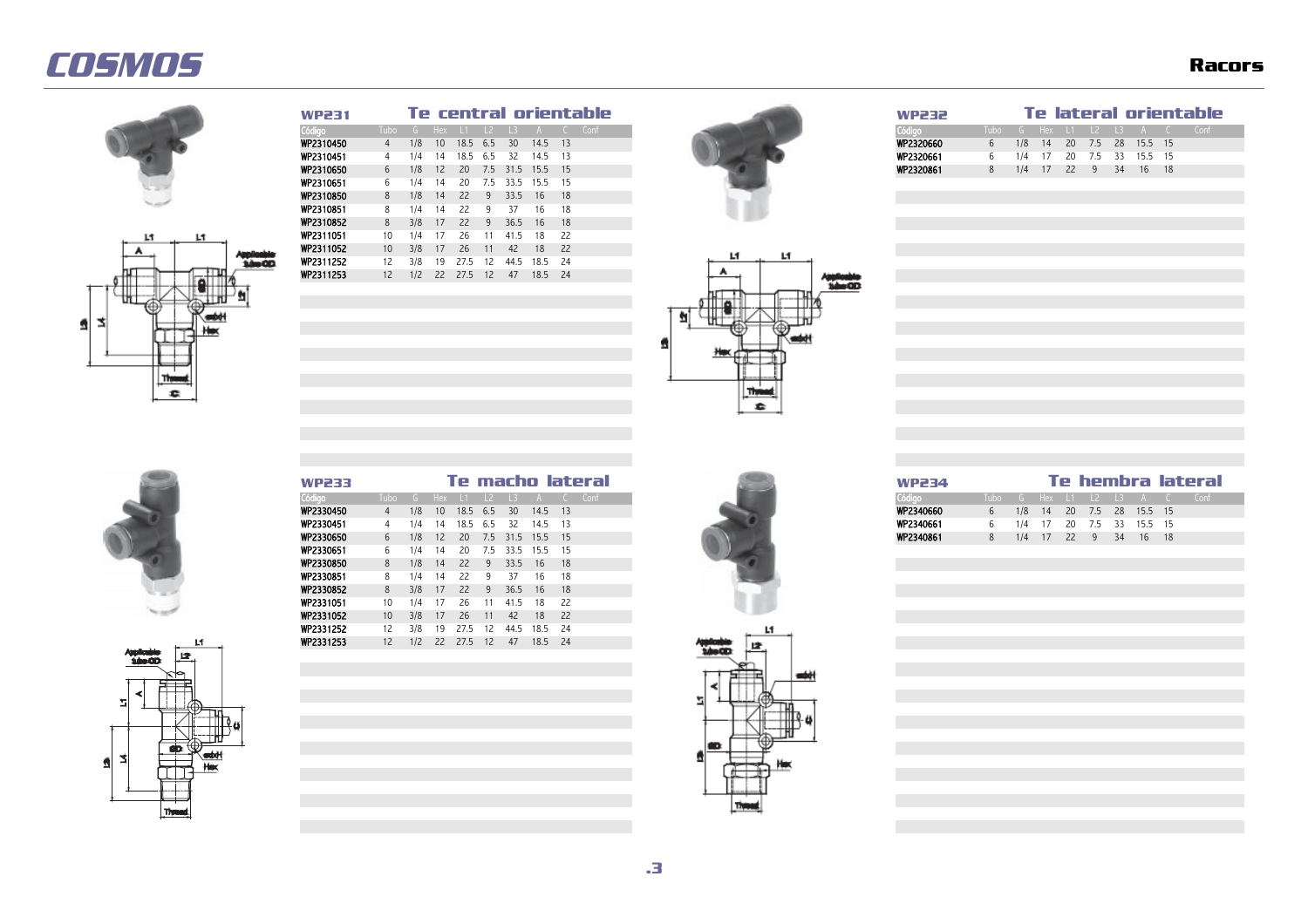## WP231 Te central orientable

| Código | Tubo | G | Hex | L1 | L2 | L3 | A | C | Conf |
|---|---|---|---|---|---|---|---|---|---|
| WP2310450 | 4 | 1/8 | 10 | 18.5 | 6.5 | 30 | 14.5 | 13 | |
| WP2310451 | 4 | 1/4 | 14 | 18.5 | 6.5 | 32 | 14.5 | 13 | |
| WP2310650 | 6 | 1/8 | 12 | 20 | 7.5 | 31.5 | 15.5 | 15 | |
| WP2310651 | 6 | 1/4 | 14 | 20 | 7.5 | 33.5 | 15.5 | 15 | |
| WP2310850 | 8 | 1/8 | 14 | 22 | 9 | 33.5 | 16 | 18 | |
| WP2310851 | 8 | 1/4 | 14 | 22 | 9 | 37 | 16 | 18 | |
| WP2310852 | 8 | 3/8 | 17 | 22 | 9 | 36.5 | 16 | 18 | |
| WP2311051 | 10 | 1/4 | 17 | 26 | 11 | 41.5 | 18 | 22 | |
| WP2311052 | 10 | 3/8 | 17 | 26 | 11 | 42 | 18 | 22 | |
| WP2311252 | 12 | 3/8 | 19 | 27.5 | 12 | 44.5 | 18.5 | 24 | |
| WP2311253 | 12 | 1/2 | 22 | 27.5 | 12 | 47 | 18.5 | 24 | |

## WP232 Te lateral orientable

| Código | Tubo | G | Hex | L1 | L2 | L3 | A | C | Conf |
|---|---|---|---|---|---|---|---|---|---|
| WP2320660 | 6 | 1/8 | 14 | 20 | 7.5 | 28 | 15.5 | 15 | |
| WP2320661 | 6 | 1/4 | 17 | 20 | 7.5 | 33 | 15.5 | 15 | |
| WP2320861 | 8 | 1/4 | 17 | 22 | 9 | 34 | 16 | 18 | |

## WP233 Te macho lateral

| Código | Tubo | G | Hex | L1 | L2 | L3 | A | C | Conf |
|---|---|---|---|---|---|---|---|---|---|
| WP2330450 | 4 | 1/8 | 10 | 18.5 | 6.5 | 30 | 14.5 | 13 | |
| WP2330451 | 4 | 1/4 | 14 | 18.5 | 6.5 | 32 | 14.5 | 13 | |
| WP2330650 | 6 | 1/8 | 12 | 20 | 7.5 | 31.5 | 15.5 | 15 | |
| WP2330651 | 6 | 1/4 | 14 | 20 | 7.5 | 33.5 | 15.5 | 15 | |
| WP2330850 | 8 | 1/8 | 14 | 22 | 9 | 33.5 | 16 | 18 | |
| WP2330851 | 8 | 1/4 | 14 | 22 | 9 | 37 | 16 | 18 | |
| WP2330852 | 8 | 3/8 | 17 | 22 | 9 | 36.5 | 16 | 18 | |
| WP2331051 | 10 | 1/4 | 17 | 26 | 11 | 41.5 | 18 | 22 | |
| WP2331052 | 10 | 3/8 | 17 | 26 | 11 | 42 | 18 | 22 | |
| WP2331252 | 12 | 3/8 | 19 | 27.5 | 12 | 44.5 | 18.5 | 24 | |
| WP2331253 | 12 | 1/2 | 22 | 27.5 | 12 | 47 | 18.5 | 24 | |

## WP234 Te hembra lateral

| Código | Tubo | G | Hex | L1 | L2 | L3 | A | C | Conf |
|---|---|---|---|---|---|---|---|---|---|
| WP2340660 | 6 | 1/8 | 14 | 20 | 7.5 | 28 | 15.5 | 15 | |
| WP2340661 | 6 | 1/4 | 17 | 20 | 7.5 | 33 | 15.5 | 15 | |
| WP2340861 | 8 | 1/4 | 17 | 22 | 9 | 34 | 16 | 18 | |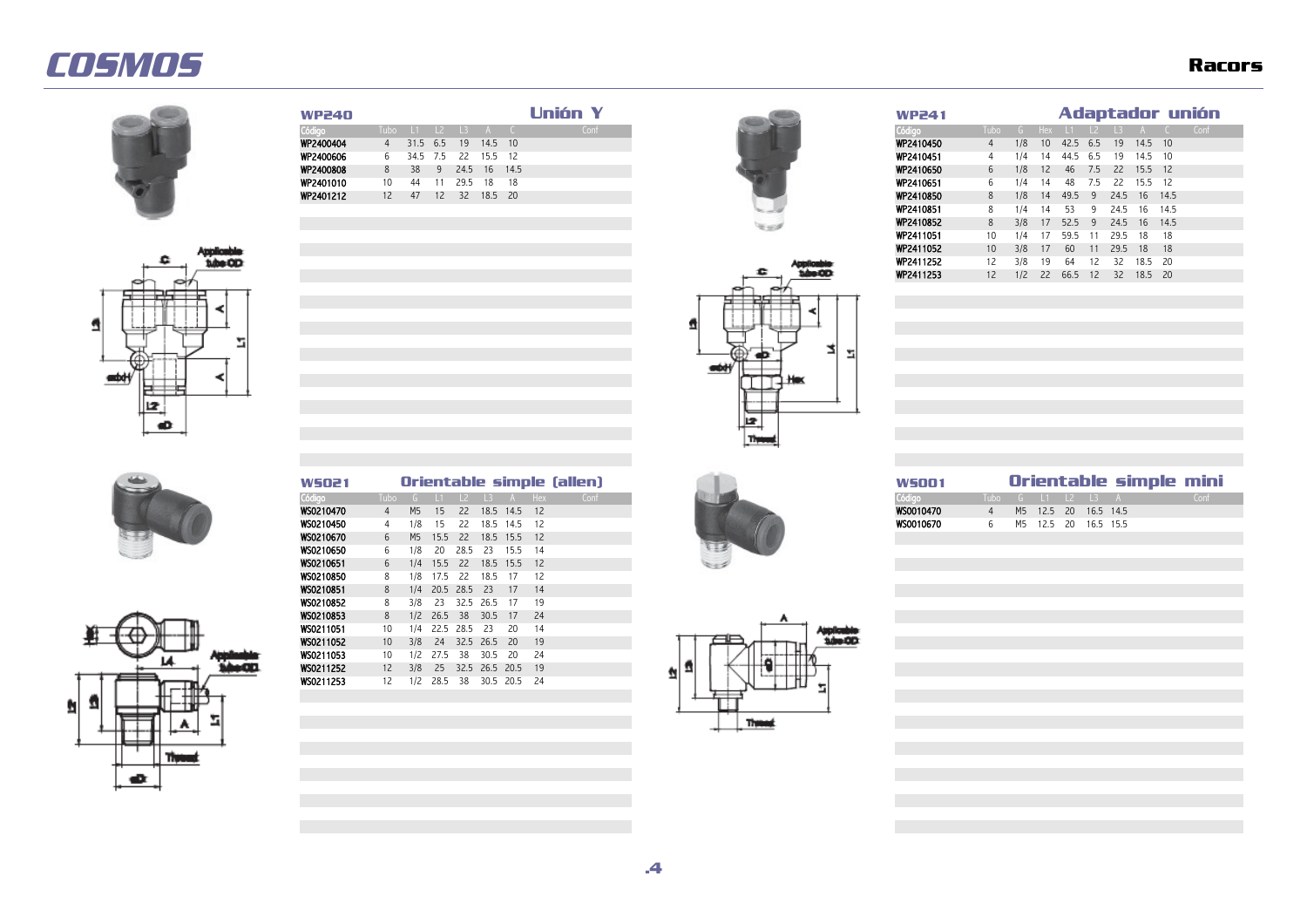# COSMOS

## Racors

### WP240 — Unión Y

| Código | Tubo | L1 | L2 | L3 | A | C | Conf |
|---|---|---|---|---|---|---|---|
| WP2400404 | 4 | 31.5 | 6.5 | 19 | 14.5 | 10 | |
| WP2400606 | 6 | 34.5 | 7.5 | 22 | 15.5 | 12 | |
| WP2400808 | 8 | 38 | 9 | 24.5 | 16 | 14.5 | |
| WP2401010 | 10 | 44 | 11 | 29.5 | 18 | 18 | |
| WP2401212 | 12 | 47 | 12 | 32 | 18.5 | 20 | |

### WP241 — Adaptador unión

| Código | Tubo | G | Hex | L1 | L2 | L3 | A | C | Conf |
|---|---|---|---|---|---|---|---|---|---|
| WP2410450 | 4 | 1/8 | 10 | 42.5 | 6.5 | 19 | 14.5 | 10 | |
| WP2410451 | 4 | 1/4 | 14 | 44.5 | 6.5 | 19 | 14.5 | 10 | |
| WP2410650 | 6 | 1/8 | 12 | 46 | 7.5 | 22 | 15.5 | 12 | |
| WP2410651 | 6 | 1/4 | 14 | 48 | 7.5 | 22 | 15.5 | 12 | |
| WP2410850 | 8 | 1/8 | 14 | 49.5 | 9 | 24.5 | 16 | 14.5 | |
| WP2410851 | 8 | 1/4 | 14 | 53 | 9 | 24.5 | 16 | 14.5 | |
| WP2410852 | 8 | 3/8 | 17 | 52.5 | 9 | 24.5 | 16 | 14.5 | |
| WP2411051 | 10 | 1/4 | 17 | 59.5 | 11 | 29.5 | 18 | 18 | |
| WP2411052 | 10 | 3/8 | 17 | 60 | 11 | 29.5 | 18 | 18 | |
| WP2411252 | 12 | 3/8 | 19 | 64 | 12 | 32 | 18.5 | 20 | |
| WP2411253 | 12 | 1/2 | 22 | 66.5 | 12 | 32 | 18.5 | 20 | |

### WS021 — Orientable simple (allen)

| Código | Tubo | G | L1 | L2 | L3 | A | Hex | Conf |
|---|---|---|---|---|---|---|---|---|
| WS0210470 | 4 | M5 | 15 | 22 | 18.5 | 14.5 | 12 | |
| WS0210450 | 4 | 1/8 | 15 | 22 | 18.5 | 14.5 | 12 | |
| WS0210670 | 6 | M5 | 15.5 | 22 | 18.5 | 15.5 | 12 | |
| WS0210650 | 6 | 1/8 | 20 | 28.5 | 23 | 15.5 | 14 | |
| WS0210651 | 6 | 1/4 | 15.5 | 22 | 18.5 | 15.5 | 12 | |
| WS0210850 | 8 | 1/8 | 17.5 | 22 | 18.5 | 17 | 12 | |
| WS0210851 | 8 | 1/4 | 20.5 | 28.5 | 23 | 17 | 14 | |
| WS0210852 | 8 | 3/8 | 23 | 32.5 | 26.5 | 17 | 19 | |
| WS0210853 | 8 | 1/2 | 26.5 | 38 | 30.5 | 17 | 24 | |
| WS0211051 | 10 | 1/4 | 22.5 | 28.5 | 23 | 20 | 14 | |
| WS0211052 | 10 | 3/8 | 24 | 32.5 | 26.5 | 20 | 19 | |
| WS0211053 | 10 | 1/2 | 27.5 | 38 | 30.5 | 20 | 24 | |
| WS0211252 | 12 | 3/8 | 25 | 32.5 | 26.5 | 20.5 | 19 | |
| WS0211253 | 12 | 1/2 | 28.5 | 38 | 30.5 | 20.5 | 24 | |

### WS001 — Orientable simple mini

| Código | Tubo | G | L1 | L2 | L3 | A | Conf |
|---|---|---|---|---|---|---|---|
| WS0010470 | 4 | M5 | 12.5 | 20 | 16.5 | 14.5 | |
| WS0010670 | 6 | M5 | 12.5 | 20 | 16.5 | 15.5 | |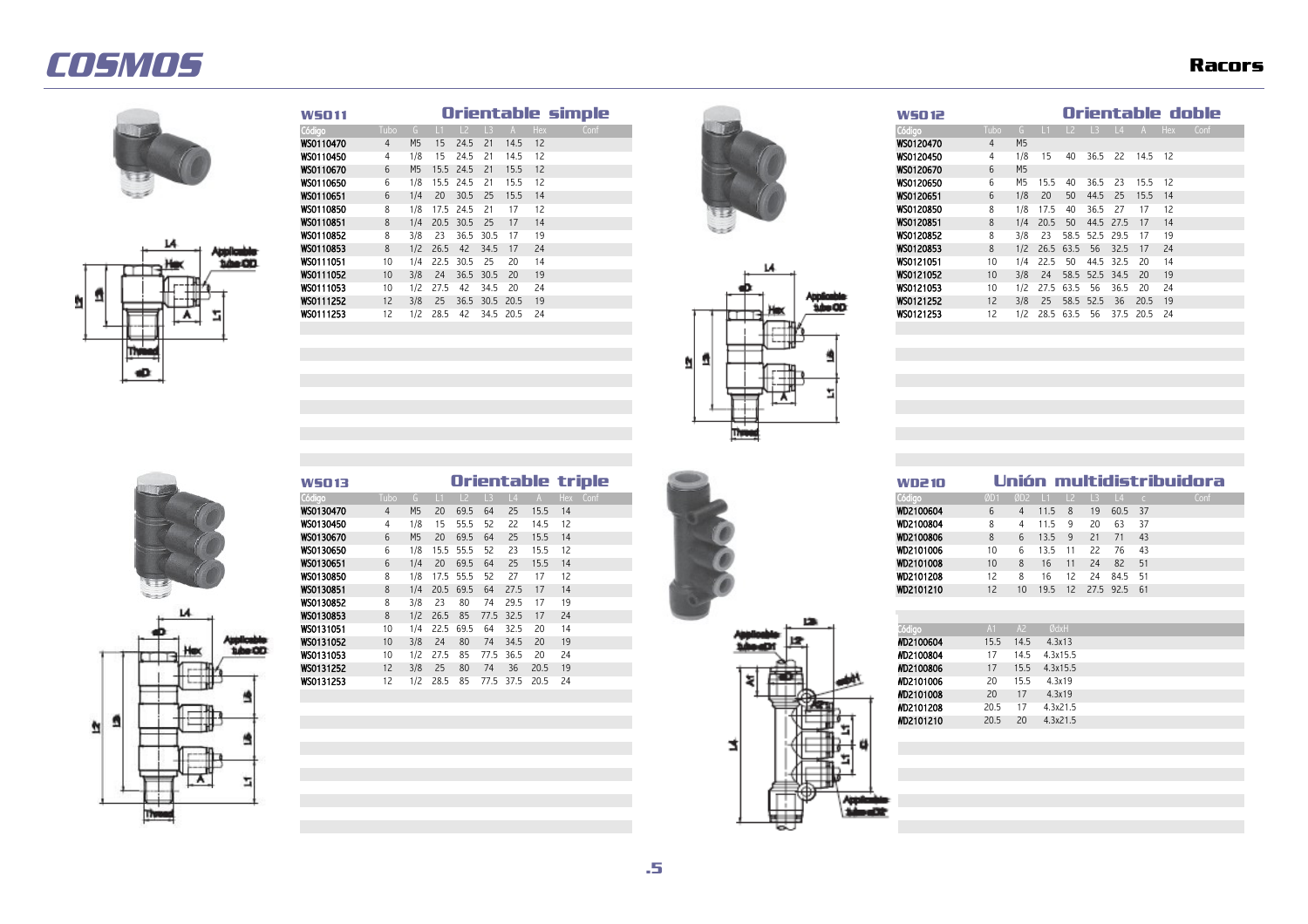# COSMOS

## Racors

### WS011 Orientable simple

| Código | Tubo | G | L1 | L2 | L3 | A | Hex | Conf |
|---|---|---|---|---|---|---|---|---|
| WS0110470 | 4 | M5 | 15 | 24.5 | 21 | 14.5 | 12 | |
| WS0110450 | 4 | 1/8 | 15 | 24.5 | 21 | 14.5 | 12 | |
| WS0110670 | 6 | M5 | 15.5 | 24.5 | 21 | 15.5 | 12 | |
| WS0110650 | 6 | 1/8 | 15.5 | 24.5 | 21 | 15.5 | 12 | |
| WS0110651 | 6 | 1/4 | 20 | 30.5 | 25 | 15.5 | 14 | |
| WS0110850 | 8 | 1/8 | 17.5 | 24.5 | 21 | 17 | 12 | |
| WS0110851 | 8 | 1/4 | 20.5 | 30.5 | 25 | 17 | 14 | |
| WS0110852 | 8 | 3/8 | 23 | 36.5 | 30.5 | 17 | 19 | |
| WS0110853 | 8 | 1/2 | 26.5 | 42 | 34.5 | 17 | 24 | |
| WS0111051 | 10 | 1/4 | 22.5 | 30.5 | 25 | 20 | 14 | |
| WS0111052 | 10 | 3/8 | 24 | 36.5 | 30.5 | 20 | 19 | |
| WS0111053 | 10 | 1/2 | 27.5 | 42 | 34.5 | 20 | 24 | |
| WS0111252 | 12 | 3/8 | 25 | 36.5 | 30.5 | 20.5 | 19 | |
| WS0111253 | 12 | 1/2 | 28.5 | 42 | 34.5 | 20.5 | 24 | |

### WS012 Orientable doble

| Código | Tubo | G | L1 | L2 | L3 | L4 | A | Hex | Conf |
|---|---|---|---|---|---|---|---|---|---|
| WS0120470 | 4 | M5 | | | | | | | |
| WS0120450 | 4 | 1/8 | 15 | 40 | 36.5 | 22 | 14.5 | 12 | |
| WS0120670 | 6 | M5 | | | | | | | |
| WS0120650 | 6 | M5 | 15.5 | 40 | 36.5 | 23 | 15.5 | 12 | |
| WS0120651 | 6 | 1/8 | 20 | 50 | 44.5 | 25 | 15.5 | 14 | |
| WS0120850 | 8 | 1/8 | 17.5 | 40 | 36.5 | 27 | 17 | 12 | |
| WS0120851 | 8 | 1/4 | 20.5 | 50 | 44.5 | 27.5 | 17 | 14 | |
| WS0120852 | 8 | 3/8 | 23 | 58.5 | 52.5 | 29.5 | 17 | 19 | |
| WS0120853 | 8 | 1/2 | 26.5 | 63.5 | 56 | 32.5 | 17 | 24 | |
| WS0121051 | 10 | 1/4 | 22.5 | 50 | 44.5 | 32.5 | 20 | 14 | |
| WS0121052 | 10 | 3/8 | 24 | 58.5 | 52.5 | 34.5 | 20 | 19 | |
| WS0121053 | 10 | 1/2 | 27.5 | 63.5 | 56 | 36.5 | 20 | 24 | |
| WS0121252 | 12 | 3/8 | 25 | 58.5 | 52.5 | 36 | 20.5 | 19 | |
| WS0121253 | 12 | 1/2 | 28.5 | 63.5 | 56 | 37.5 | 20.5 | 24 | |

### WS013 Orientable triple

| Código | Tubo | G | L1 | L2 | L3 | L4 | A | Hex | Conf |
|---|---|---|---|---|---|---|---|---|---|
| WS0130470 | 4 | M5 | 20 | 69.5 | 64 | 25 | 15.5 | 14 | |
| WS0130450 | 4 | 1/8 | 15 | 55.5 | 52 | 22 | 14.5 | 12 | |
| WS0130670 | 6 | M5 | 20 | 69.5 | 64 | 25 | 15.5 | 14 | |
| WS0130650 | 6 | 1/8 | 15.5 | 55.5 | 52 | 23 | 15.5 | 12 | |
| WS0130651 | 6 | 1/4 | 20 | 69.5 | 64 | 25 | 15.5 | 14 | |
| WS0130850 | 8 | 1/8 | 17.5 | 55.5 | 52 | 27 | 17 | 12 | |
| WS0130851 | 8 | 1/4 | 20.5 | 69.5 | 64 | 27.5 | 17 | 14 | |
| WS0130852 | 8 | 3/8 | 23 | 80 | 74 | 29.5 | 17 | 19 | |
| WS0130853 | 8 | 1/2 | 26.5 | 85 | 77.5 | 32.5 | 17 | 24 | |
| WS0131051 | 10 | 1/4 | 22.5 | 69.5 | 64 | 32.5 | 20 | 14 | |
| WS0131052 | 10 | 3/8 | 24 | 80 | 74 | 34.5 | 20 | 19 | |
| WS0131053 | 10 | 1/2 | 27.5 | 85 | 77.5 | 36.5 | 20 | 24 | |
| WS0131252 | 12 | 3/8 | 25 | 80 | 74 | 36 | 20.5 | 19 | |
| WS0131253 | 12 | 1/2 | 28.5 | 85 | 77.5 | 37.5 | 20.5 | 24 | |

### WD210 Unión multidistribuidora

| Código | ØD1 | ØD2 | L1 | L2 | L3 | L4 | c | Conf |
|---|---|---|---|---|---|---|---|---|
| WD2100604 | 6 | 4 | 11.5 | 8 | 19 | 60.5 | 37 | |
| WD2100804 | 8 | 4 | 11.5 | 9 | 20 | 63 | 37 | |
| WD2100806 | 8 | 6 | 13.5 | 9 | 21 | 71 | 43 | |
| WD2101006 | 10 | 6 | 13.5 | 11 | 22 | 76 | 43 | |
| WD2101008 | 10 | 8 | 16 | 11 | 24 | 82 | 51 | |
| WD2101208 | 12 | 8 | 16 | 12 | 24 | 84.5 | 51 | |
| WD2101210 | 12 | 10 | 19.5 | 12 | 27.5 | 92.5 | 61 | |

| Código | A1 | A2 | ØdxH |
|---|---|---|---|
| WD2100604 | 15.5 | 14.5 | 4.3x13 |
| WD2100804 | 17 | 14.5 | 4.3x15.5 |
| WD2100806 | 17 | 15.5 | 4.3x15.5 |
| WD2101006 | 20 | 15.5 | 4.3x19 |
| WD2101008 | 20 | 17 | 4.3x19 |
| WD2101208 | 20.5 | 17 | 4.3x21.5 |
| WD2101210 | 20.5 | 20 | 4.3x21.5 |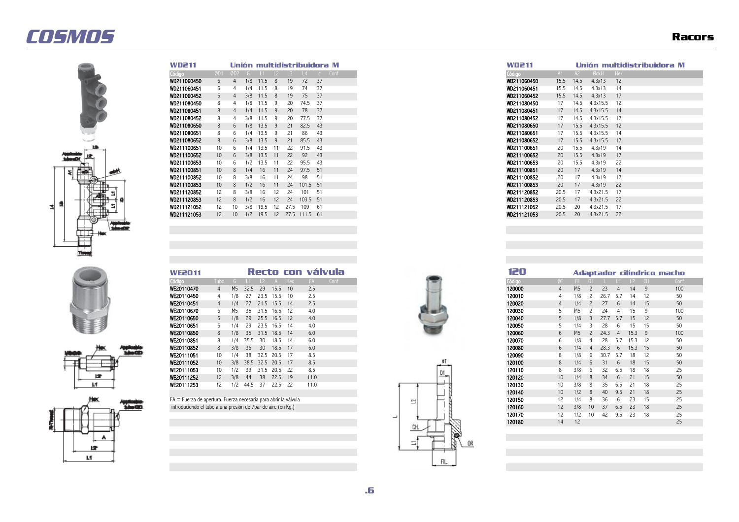# COSMOS

## Racors

### WD211 Unión multidistribuidora M

| Código | ØD1 | ØD2 | G | L1 | L2 | L3 | L4 | c | Conf |
|---|---|---|---|---|---|---|---|---|---|
| WD211060450 | 6 | 4 | 1/8 | 11.5 | 8 | 19 | 72 | 37 | |
| WD211060451 | 6 | 4 | 1/4 | 11.5 | 8 | 19 | 74 | 37 | |
| WD211060452 | 6 | 4 | 3/8 | 11.5 | 8 | 19 | 75 | 37 | |
| WD211080450 | 8 | 4 | 1/8 | 11.5 | 9 | 20 | 74.5 | 37 | |
| WD211080451 | 8 | 4 | 1/4 | 11.5 | 9 | 20 | 78 | 37 | |
| WD211080452 | 8 | 4 | 3/8 | 11.5 | 9 | 20 | 77.5 | 37 | |
| WD211080650 | 8 | 6 | 1/8 | 13.5 | 9 | 21 | 82.5 | 43 | |
| WD211080651 | 8 | 6 | 1/4 | 13.5 | 9 | 21 | 86 | 43 | |
| WD211080652 | 8 | 6 | 3/8 | 13.5 | 9 | 21 | 85.5 | 43 | |
| WD211100651 | 10 | 6 | 1/4 | 13.5 | 11 | 22 | 91.5 | 43 | |
| WD211100652 | 10 | 6 | 3/8 | 13.5 | 11 | 22 | 92 | 43 | |
| WD211100653 | 10 | 6 | 1/2 | 13.5 | 11 | 22 | 95.5 | 43 | |
| WD211100851 | 10 | 8 | 1/4 | 16 | 11 | 24 | 97.5 | 51 | |
| WD211100852 | 10 | 8 | 3/8 | 16 | 11 | 24 | 98 | 51 | |
| WD211100853 | 10 | 8 | 1/2 | 16 | 11 | 24 | 101.5 | 51 | |
| WD211120852 | 12 | 8 | 3/8 | 16 | 12 | 24 | 101 | 51 | |
| WD211120853 | 12 | 8 | 1/2 | 16 | 12 | 24 | 103.5 | 51 | |
| WD211121052 | 12 | 10 | 3/8 | 19.5 | 12 | 27.5 | 109 | 61 | |
| WD211121053 | 12 | 10 | 1/2 | 19.5 | 12 | 27.5 | 111.5 | 61 | |

### WD211 Unión multidistribuidora M

| Código | A1 | A2 | ØdxH | Hex |
|---|---|---|---|---|
| WD211060450 | 15.5 | 14.5 | 4.3x13 | 12 |
| WD211060451 | 15.5 | 14.5 | 4.3x13 | 14 |
| WD211060452 | 15.5 | 14.5 | 4.3x13 | 17 |
| WD211080450 | 17 | 14.5 | 4.3x15.5 | 12 |
| WD211080451 | 17 | 14.5 | 4.3x15.5 | 14 |
| WD211080452 | 17 | 14.5 | 4.3x15.5 | 17 |
| WD211080650 | 17 | 15.5 | 4.3x15.5 | 12 |
| WD211080651 | 17 | 15.5 | 4.3x15.5 | 14 |
| WD211080652 | 17 | 15.5 | 4.3x15.5 | 17 |
| WD211100651 | 20 | 15.5 | 4.3x19 | 14 |
| WD211100652 | 20 | 15.5 | 4.3x19 | 17 |
| WD211100653 | 20 | 15.5 | 4.3x19 | 22 |
| WD211100851 | 20 | 17 | 4.3x19 | 14 |
| WD211100852 | 20 | 17 | 4.3x19 | 17 |
| WD211100853 | 20 | 17 | 4.3x19 | 22 |
| WD211120852 | 20.5 | 17 | 4.3x21.5 | 17 |
| WD211120853 | 20.5 | 17 | 4.3x21.5 | 22 |
| WD211121052 | 20.5 | 20 | 4.3x21.5 | 17 |
| WD211121053 | 20.5 | 20 | 4.3x21.5 | 22 |

### WE2011 Recto con válvula

| Código | Tubo | G | L1 | L2 | A | Hex | FA | Conf |
|---|---|---|---|---|---|---|---|---|
| WE20110470 | 4 | M5 | 32.5 | 29 | 15.5 | 10 | 2.5 | |
| WE20110450 | 4 | 1/8 | 27 | 23.5 | 15.5 | 10 | 2.5 | |
| WE20110451 | 4 | 1/4 | 27 | 21.5 | 15.5 | 14 | 2.5 | |
| WE20110670 | 6 | M5 | 35 | 31.5 | 16.5 | 12 | 4.0 | |
| WE20110650 | 6 | 1/8 | 29 | 25.5 | 16.5 | 12 | 4.0 | |
| WE20110651 | 6 | 1/4 | 29 | 23.5 | 16.5 | 14 | 4.0 | |
| WE20110850 | 8 | 1/8 | 35 | 31.5 | 18.5 | 14 | 6.0 | |
| WE20110851 | 8 | 1/4 | 35.5 | 30 | 18.5 | 14 | 6.0 | |
| WE20110852 | 8 | 3/8 | 36 | 30 | 18.5 | 17 | 6.0 | |
| WE20111051 | 10 | 1/4 | 38 | 32.5 | 20.5 | 17 | 8.5 | |
| WE20111052 | 10 | 3/8 | 38.5 | 32.5 | 20.5 | 17 | 8.5 | |
| WE20111053 | 10 | 1/2 | 39 | 31.5 | 20.5 | 22 | 8.5 | |
| WE20111252 | 12 | 3/8 | 44 | 38 | 22.5 | 19 | 11.0 | |
| WE20111253 | 12 | 1/2 | 44.5 | 37 | 22.5 | 22 | 11.0 | |

FA = Fuerza de apertura. Fuerza necesaria para abrir la válvula introduciendo el tubo a una presión de 7bar de aire (en Kg.)

### 120 Adaptador cilíndrico macho

| Código | ØT | Fil | D1 | L | L1 | L2 | CH | Conf |
|---|---|---|---|---|---|---|---|---|
| 120000 | 4 | M5 | 2 | 23 | 4 | 14 | 9 | 100 |
| 120010 | 4 | 1/8 | 2 | 26.7 | 5.7 | 14 | 12 | 50 |
| 120020 | 4 | 1/4 | 2 | 27 | 6 | 14 | 15 | 50 |
| 120030 | 5 | M5 | 2 | 24 | 4 | 15 | 9 | 100 |
| 120040 | 5 | 1/8 | 3 | 27.7 | 5.7 | 15 | 12 | 50 |
| 120050 | 5 | 1/4 | 3 | 28 | 6 | 15 | 15 | 50 |
| 120060 | 6 | M5 | 2 | 24.3 | 4 | 15.3 | 9 | 100 |
| 120070 | 6 | 1/8 | 4 | 28 | 5.7 | 15.3 | 12 | 50 |
| 120080 | 6 | 1/4 | 4 | 28.3 | 6 | 15.3 | 15 | 50 |
| 120090 | 8 | 1/8 | 6 | 30.7 | 5.7 | 18 | 12 | 50 |
| 120100 | 8 | 1/4 | 6 | 31 | 6 | 18 | 15 | 50 |
| 120110 | 8 | 3/8 | 6 | 32 | 6.5 | 18 | 18 | 25 |
| 120120 | 10 | 1/4 | 8 | 34 | 6 | 21 | 15 | 50 |
| 120130 | 10 | 3/8 | 8 | 35 | 6.5 | 21 | 18 | 25 |
| 120140 | 10 | 1/2 | 8 | 40 | 9.5 | 21 | 18 | 25 |
| 120150 | 12 | 1/4 | 8 | 36 | 6 | 23 | 15 | 25 |
| 120160 | 12 | 3/8 | 10 | 37 | 6.5 | 23 | 18 | 25 |
| 120170 | 12 | 1/2 | 10 | 42 | 9.5 | 23 | 18 | 25 |
| 120180 | 14 | 1/2 | | | | | | 25 |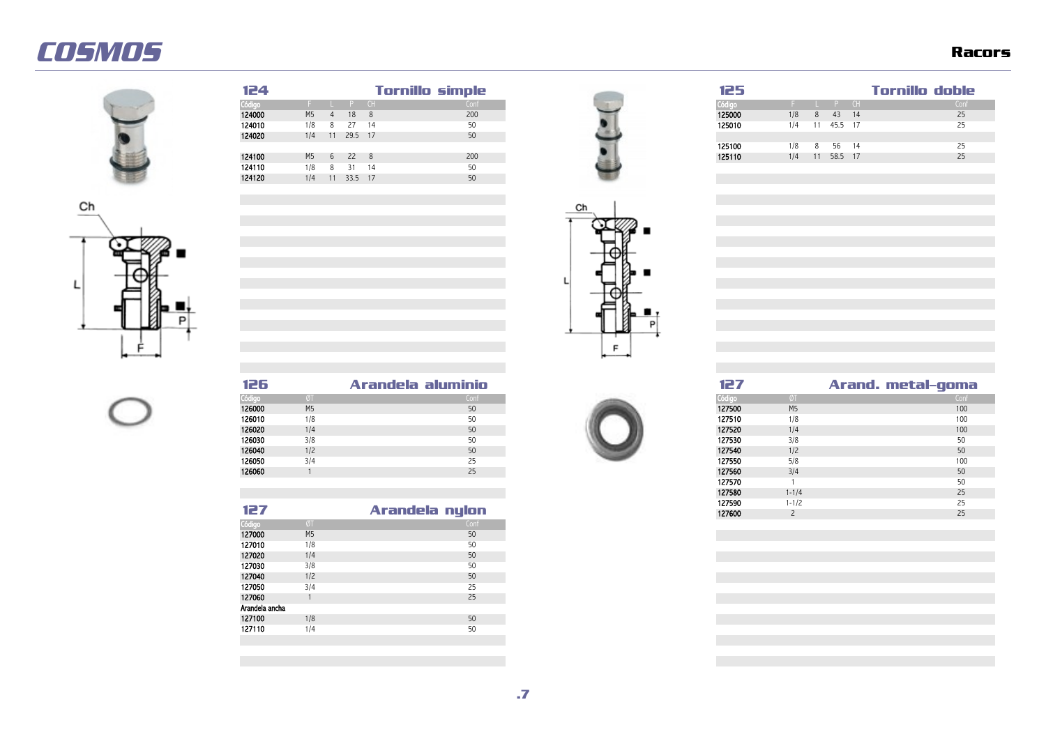# COSMOS

## Racors

### 124 Tornillo simple

| Código | F | L | P | CH | Conf |
|---|---|---|---|---|---|
| 124000 | M5 | 4 | 18 | 8 | 200 |
| 124010 | 1/8 | 8 | 27 | 14 | 50 |
| 124020 | 1/4 | 11 | 29.5 | 17 | 50 |
| | | | | | |
| 124100 | M5 | 6 | 22 | 8 | 200 |
| 124110 | 1/8 | 8 | 31 | 14 | 50 |
| 124120 | 1/4 | 11 | 33.5 | 17 | 50 |

### 125 Tornillo doble

| Código | F | L | P | CH | Conf |
|---|---|---|---|---|---|
| 125000 | 1/8 | 8 | 43 | 14 | 25 |
| 125010 | 1/4 | 11 | 45.5 | 17 | 25 |
| | | | | | |
| 125100 | 1/8 | 8 | 56 | 14 | 25 |
| 125110 | 1/4 | 11 | 58.5 | 17 | 25 |

### 126 Arandela aluminio

| Código | ØT | Conf |
|---|---|---|
| 126000 | M5 | 50 |
| 126010 | 1/8 | 50 |
| 126020 | 1/4 | 50 |
| 126030 | 3/8 | 50 |
| 126040 | 1/2 | 50 |
| 126050 | 3/4 | 25 |
| 126060 | 1 | 25 |

### 127 Arandela nylon

| Código | ØT | Conf |
|---|---|---|
| 127000 | M5 | 50 |
| 127010 | 1/8 | 50 |
| 127020 | 1/4 | 50 |
| 127030 | 3/8 | 50 |
| 127040 | 1/2 | 50 |
| 127050 | 3/4 | 25 |
| 127060 | 1 | 25 |
| Arandela ancha | | |
| 127100 | 1/8 | 50 |
| 127110 | 1/4 | 50 |

### 127 Arand. metal-goma

| Código | ØT | Conf |
|---|---|---|
| 127500 | M5 | 100 |
| 127510 | 1/8 | 100 |
| 127520 | 1/4 | 100 |
| 127530 | 3/8 | 50 |
| 127540 | 1/2 | 50 |
| 127550 | 5/8 | 100 |
| 127560 | 3/4 | 50 |
| 127570 | 1 | 50 |
| 127580 | 1-1/4 | 25 |
| 127590 | 1-1/2 | 25 |
| 127600 | 2 | 25 |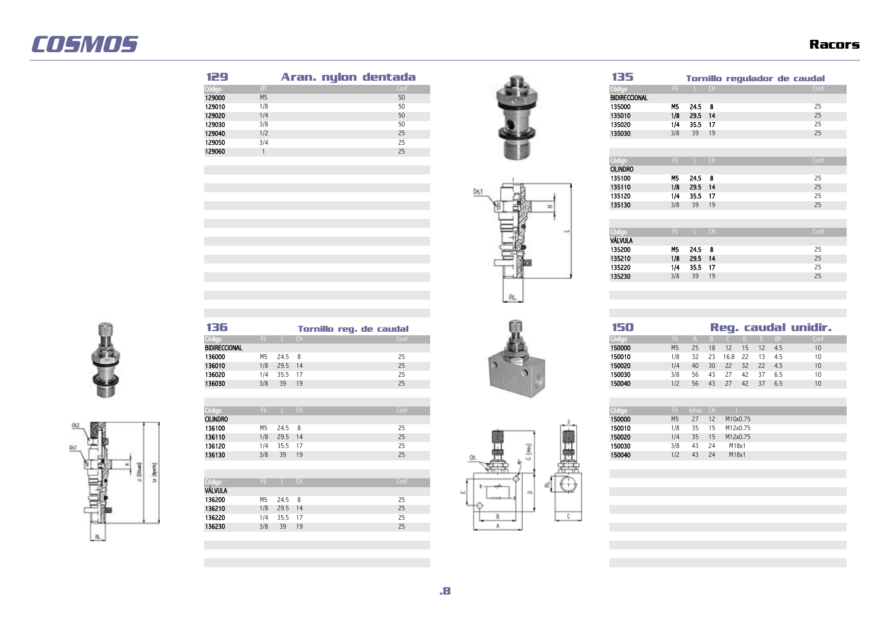## 129 Aran. nylon dentada

| Código | ØT | Conf |
|---|---|---|
| 129000 | M5 | 50 |
| 129010 | 1/8 | 50 |
| 129020 | 1/4 | 50 |
| 129030 | 3/8 | 50 |
| 129040 | 1/2 | 25 |
| 129050 | 3/4 | 25 |
| 129060 | 1 | 25 |

## 135 Tornillo regulador de caudal

| Código | Fil | L | CH | Conf |
|---|---|---|---|---|
| BIDIRECCIONAL | | | | |
| 135000 | M5 | 24.5 | 8 | 25 |
| 135010 | 1/8 | 29.5 | 14 | 25 |
| 135020 | 1/4 | 35.5 | 17 | 25 |
| 135030 | 3/8 | 39 | 19 | 25 |

| Código | Fil | L | CH | Conf |
|---|---|---|---|---|
| CILINDRO | | | | |
| 135100 | M5 | 24.5 | 8 | 25 |
| 135110 | 1/8 | 29.5 | 14 | 25 |
| 135120 | 1/4 | 35.5 | 17 | 25 |
| 135130 | 3/8 | 39 | 19 | 25 |

| Código | Fil | L | CH | Conf |
|---|---|---|---|---|
| VÁLVULA | | | | |
| 135200 | M5 | 24.5 | 8 | 25 |
| 135210 | 1/8 | 29.5 | 14 | 25 |
| 135220 | 1/4 | 35.5 | 17 | 25 |
| 135230 | 3/8 | 39 | 19 | 25 |

## 136 Tornillo reg. de caudal

| Código | Fil | L | CH | Conf |
|---|---|---|---|---|
| BIDIRECCIONAL | | | | |
| 136000 | M5 | 24.5 | 8 | 25 |
| 136010 | 1/8 | 29.5 | 14 | 25 |
| 136020 | 1/4 | 35.5 | 17 | 25 |
| 136030 | 3/8 | 39 | 19 | 25 |

| Código | Fil | L | CH | Conf |
|---|---|---|---|---|
| CILINDRO | | | | |
| 136100 | M5 | 24.5 | 8 | 25 |
| 136110 | 1/8 | 29.5 | 14 | 25 |
| 136120 | 1/4 | 35.5 | 17 | 25 |
| 136130 | 3/8 | 39 | 19 | 25 |

| Código | Fil | L | CH | Conf |
|---|---|---|---|---|
| VÁLVULA | | | | |
| 136200 | M5 | 24.5 | 8 | 25 |
| 136210 | 1/8 | 29.5 | 14 | 25 |
| 136220 | 1/4 | 35.5 | 17 | 25 |
| 136230 | 3/8 | 39 | 19 | 25 |

## 150 Reg. caudal unidir.

| Código | Fil | A | B | C | D | E | ØF | Conf |
|---|---|---|---|---|---|---|---|---|
| 150000 | M5 | 25 | 18 | 12 | 15 | 12 | 4.5 | 10 |
| 150010 | 1/8 | 32 | 23 | 16.8 | 22 | 13 | 4.5 | 10 |
| 150020 | 1/4 | 40 | 30 | 22 | 32 | 22 | 4.5 | 10 |
| 150030 | 3/8 | 56 | 43 | 27 | 42 | 37 | 6.5 | 10 |
| 150040 | 1/2 | 56 | 43 | 27 | 42 | 37 | 6.5 | 10 |

| Código | Fil | Gmax | CH | J |
|---|---|---|---|---|
| 150000 | M5 | 27 | 12 | M10x0.75 |
| 150010 | 1/8 | 35 | 15 | M12x0.75 |
| 150020 | 1/4 | 35 | 15 | M12x0.75 |
| 150030 | 3/8 | 43 | 24 | M18x1 |
| 150040 | 1/2 | 43 | 24 | M18x1 |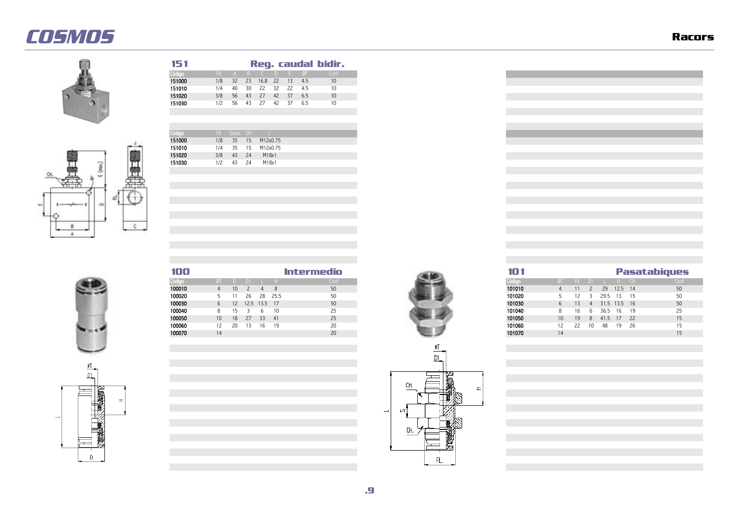# COSMOS

## Racors

### 151 Reg. caudal bidir.

| Código | Fil | A | B | C | D | E | ØF | Conf |
|---|---|---|---|---|---|---|---|---|
| 151000 | 1/8 | 32 | 23 | 16.8 | 22 | 13 | 4.5 | 10 |
| 151010 | 1/4 | 40 | 30 | 22 | 32 | 22 | 4.5 | 10 |
| 151020 | 3/8 | 56 | 43 | 27 | 42 | 37 | 6.5 | 10 |
| 151030 | 1/2 | 56 | 43 | 27 | 42 | 37 | 6.5 | 10 |

| Código | Fil | Gmax | CH | J |
|---|---|---|---|---|
| 151000 | 1/8 | 35 | 15 | M12x0.75 |
| 151010 | 1/4 | 35 | 15 | M12x0.75 |
| 151020 | 3/8 | 43 | 24 | M18x1 |
| 151030 | 1/2 | 43 | 24 | M18x1 |

### 100 Intermedio

| Código | ØT | D | D1 | L | H | Conf |
|---|---|---|---|---|---|---|
| 100010 | 4 | 10 | 2 | 4 | 8 | 50 |
| 100020 | 5 | 11 | 26 | 28 | 25.5 | 50 |
| 100030 | 6 | 12 | 12.5 | 13.5 | 17 | 50 |
| 100040 | 8 | 15 | 3 | 6 | 10 | 25 |
| 100050 | 10 | 18 | 27 | 33 | 41 | 25 |
| 100060 | 12 | 20 | 13 | 16 | 19 | 20 |
| 100070 | 14 | | | | | 20 |

### 101 Pasatabiques

| Código | ØT | Fil | D1 | L | H | CH | Conf |
|---|---|---|---|---|---|---|---|
| 101010 | 4 | 11 | 2 | 29 | 12.5 | 14 | 50 |
| 101020 | 5 | 12 | 3 | 29.5 | 13 | 15 | 50 |
| 101030 | 6 | 13 | 4 | 31.5 | 13.5 | 16 | 50 |
| 101040 | 8 | 16 | 6 | 36.5 | 16 | 19 | 25 |
| 101050 | 10 | 19 | 8 | 41.5 | 17 | 22 | 15 |
| 101060 | 12 | 22 | 10 | 48 | 19 | 26 | 15 |
| 101070 | 14 | | | | | | 15 |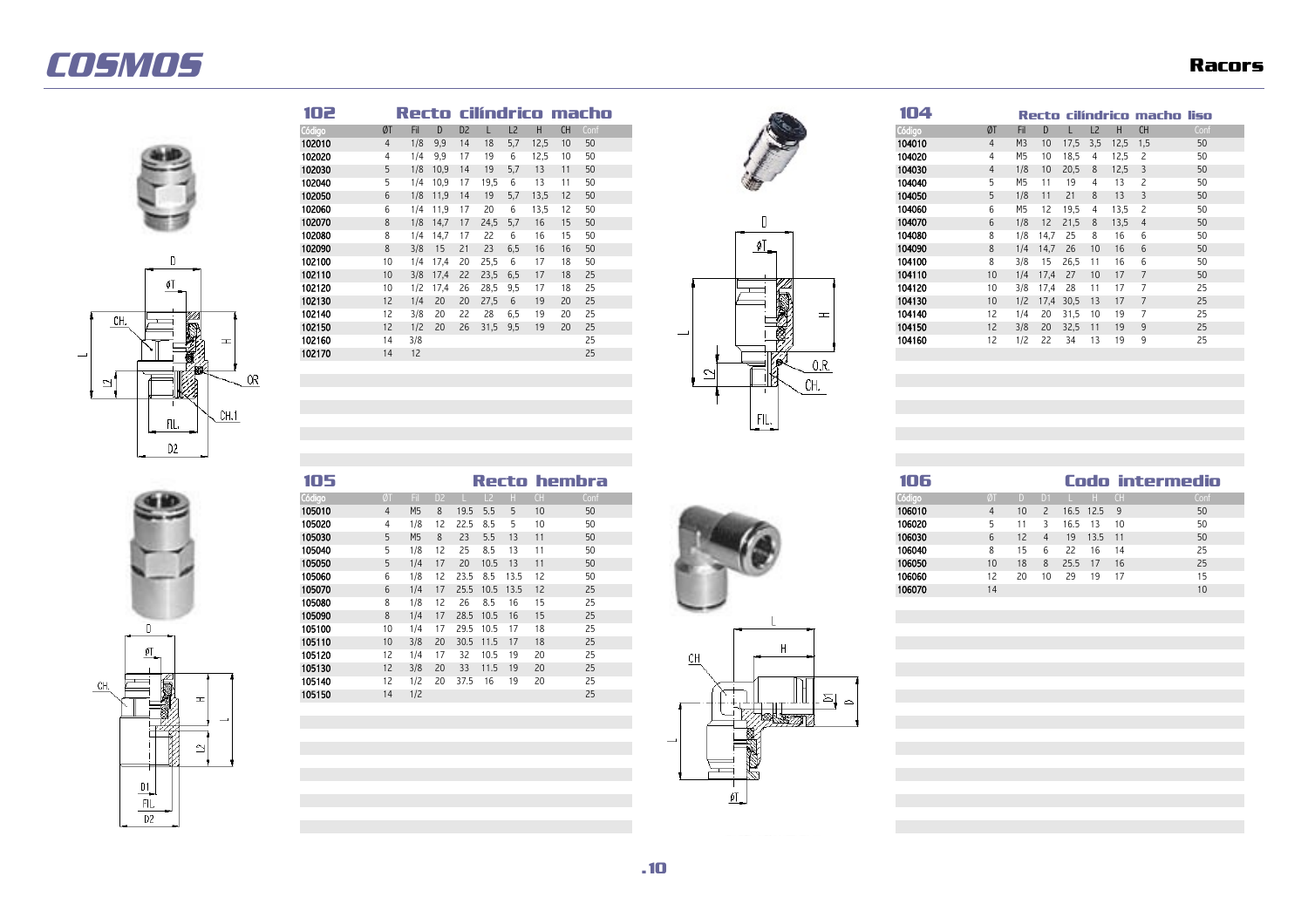# COSMOS

**Racors**

## 102 Recto cilíndrico macho

| Código | ØT | Fil | D | D2 | L | L2 | H | CH | Conf |
|---|---|---|---|---|---|---|---|---|---|
| 102010 | 4 | 1/8 | 9,9 | 14 | 18 | 5,7 | 12,5 | 10 | 50 |
| 102020 | 4 | 1/4 | 9,9 | 17 | 19 | 6 | 12,5 | 10 | 50 |
| 102030 | 5 | 1/8 | 10,9 | 14 | 19 | 5,7 | 13 | 11 | 50 |
| 102040 | 5 | 1/4 | 10,9 | 17 | 19,5 | 6 | 13 | 11 | 50 |
| 102050 | 6 | 1/8 | 11,9 | 14 | 19 | 5,7 | 13,5 | 12 | 50 |
| 102060 | 6 | 1/4 | 11,9 | 17 | 20 | 6 | 13,5 | 12 | 50 |
| 102070 | 8 | 1/8 | 14,7 | 17 | 24,5 | 5,7 | 16 | 15 | 50 |
| 102080 | 8 | 1/4 | 14,7 | 17 | 22 | 6 | 16 | 15 | 50 |
| 102090 | 8 | 3/8 | 15 | 21 | 23 | 6,5 | 16 | 16 | 50 |
| 102100 | 10 | 1/4 | 17,4 | 20 | 25,5 | 6 | 17 | 18 | 50 |
| 102110 | 10 | 3/8 | 17,4 | 22 | 23,5 | 6,5 | 17 | 18 | 25 |
| 102120 | 10 | 1/2 | 17,4 | 26 | 28,5 | 9,5 | 17 | 18 | 25 |
| 102130 | 12 | 1/4 | 20 | 20 | 27,5 | 6 | 19 | 20 | 25 |
| 102140 | 12 | 3/8 | 20 | 22 | 28 | 6,5 | 19 | 20 | 25 |
| 102150 | 12 | 1/2 | 20 | 26 | 31,5 | 9,5 | 19 | 20 | 25 |
| 102160 | 14 | 3/8 | | | | | | | 25 |
| 102170 | 14 | 12 | | | | | | | 25 |

## 104 Recto cilíndrico macho liso

| Código | ØT | Fil | D | L | L2 | H | CH | Conf |
|---|---|---|---|---|---|---|---|---|
| 104010 | 4 | M3 | 10 | 17,5 | 3,5 | 12,5 | 1,5 | 50 |
| 104020 | 4 | M5 | 10 | 18,5 | 4 | 12,5 | 2 | 50 |
| 104030 | 4 | 1/8 | 10 | 20,5 | 8 | 12,5 | 3 | 50 |
| 104040 | 5 | M5 | 11 | 19 | 4 | 13 | 2 | 50 |
| 104050 | 5 | 1/8 | 11 | 21 | 8 | 13 | 3 | 50 |
| 104060 | 6 | M5 | 12 | 19,5 | 4 | 13,5 | 2 | 50 |
| 104070 | 6 | 1/8 | 12 | 21,5 | 8 | 13,5 | 4 | 50 |
| 104080 | 8 | 1/8 | 14,7 | 25 | 8 | 16 | 6 | 50 |
| 104090 | 8 | 1/4 | 14,7 | 26 | 10 | 16 | 6 | 50 |
| 104100 | 8 | 3/8 | 15 | 26,5 | 11 | 16 | 6 | 50 |
| 104110 | 10 | 1/4 | 17,4 | 27 | 10 | 17 | 7 | 50 |
| 104120 | 10 | 3/8 | 17,4 | 28 | 11 | 17 | 7 | 25 |
| 104130 | 10 | 1/2 | 17,4 | 30,5 | 13 | 17 | 7 | 25 |
| 104140 | 12 | 1/4 | 20 | 31,5 | 10 | 19 | 7 | 25 |
| 104150 | 12 | 3/8 | 20 | 32,5 | 11 | 19 | 9 | 25 |
| 104160 | 12 | 1/2 | 22 | 34 | 13 | 19 | 9 | 25 |

## 105 Recto hembra

| Código | ØT | Fil | D2 | L | L2 | H | CH | Conf |
|---|---|---|---|---|---|---|---|---|
| 105010 | 4 | M5 | 8 | 19.5 | 5.5 | 5 | 10 | 50 |
| 105020 | 4 | 1/8 | 12 | 22.5 | 8.5 | 5 | 10 | 50 |
| 105030 | 5 | M5 | 8 | 23 | 5.5 | 13 | 11 | 50 |
| 105040 | 5 | 1/8 | 12 | 25 | 8.5 | 13 | 11 | 50 |
| 105050 | 5 | 1/4 | 17 | 20 | 10.5 | 13 | 11 | 50 |
| 105060 | 6 | 1/8 | 12 | 23.5 | 8.5 | 13.5 | 12 | 50 |
| 105070 | 6 | 1/4 | 17 | 25.5 | 10.5 | 13.5 | 12 | 25 |
| 105080 | 8 | 1/8 | 12 | 26 | 8.5 | 16 | 15 | 25 |
| 105090 | 8 | 1/4 | 17 | 28.5 | 10.5 | 16 | 15 | 25 |
| 105100 | 10 | 1/4 | 17 | 29.5 | 10.5 | 17 | 18 | 25 |
| 105110 | 10 | 3/8 | 20 | 30.5 | 11.5 | 17 | 18 | 25 |
| 105120 | 12 | 1/4 | 17 | 32 | 10.5 | 19 | 20 | 25 |
| 105130 | 12 | 3/8 | 20 | 33 | 11.5 | 19 | 20 | 25 |
| 105140 | 12 | 1/2 | 20 | 37.5 | 16 | 19 | 20 | 25 |
| 105150 | 14 | 1/2 | | | | | | 25 |

## 106 Codo intermedio

| Código | ØT | D | D1 | L | H | CH | Conf |
|---|---|---|---|---|---|---|---|
| 106010 | 4 | 10 | 2 | 16.5 | 12.5 | 9 | 50 |
| 106020 | 5 | 11 | 3 | 16.5 | 13 | 10 | 50 |
| 106030 | 6 | 12 | 4 | 19 | 13.5 | 11 | 50 |
| 106040 | 8 | 15 | 6 | 22 | 16 | 14 | 25 |
| 106050 | 10 | 18 | 8 | 25.5 | 17 | 16 | 25 |
| 106060 | 12 | 20 | 10 | 29 | 19 | 17 | 15 |
| 106070 | 14 | | | | | | 10 |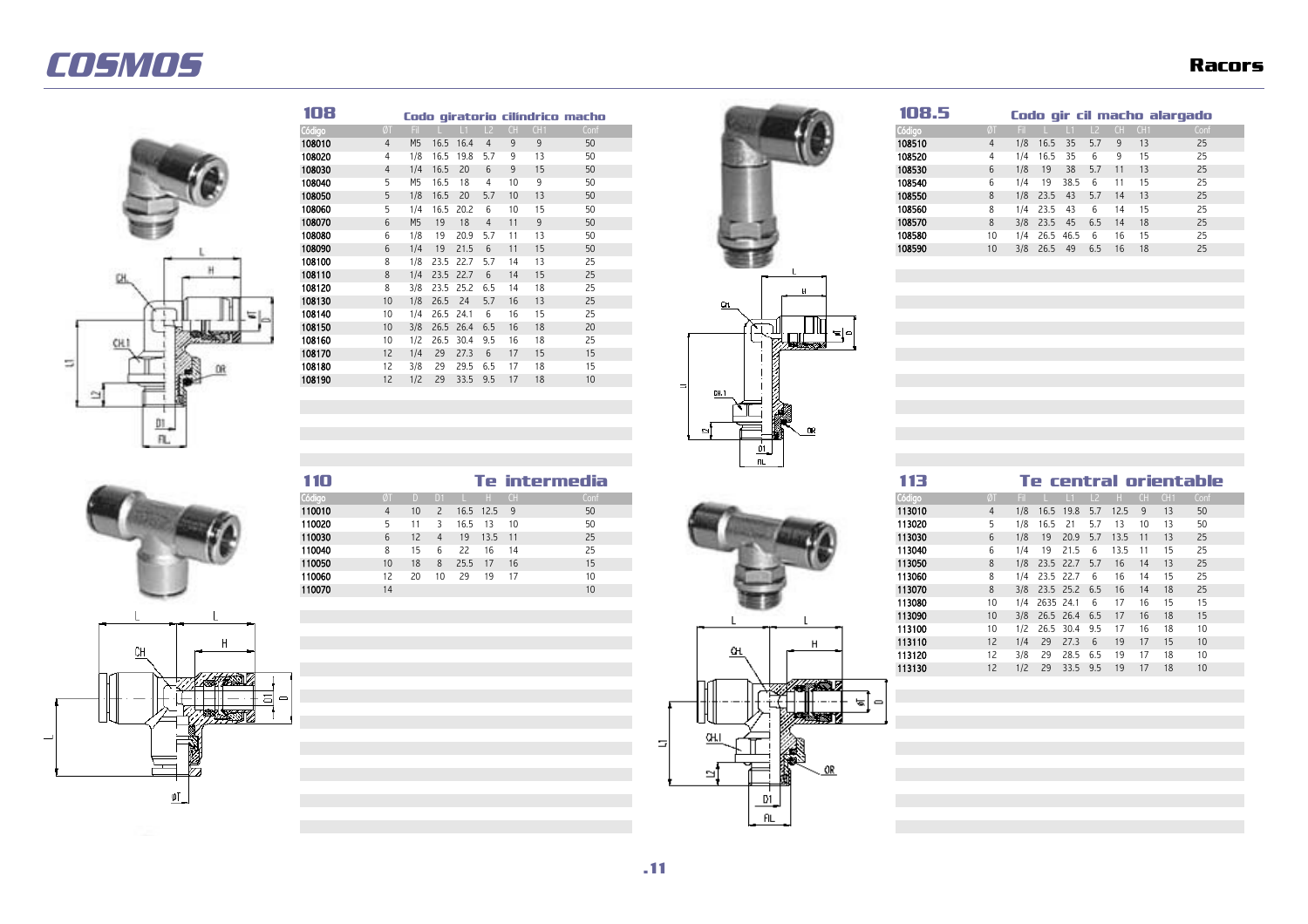# COSMOS

## Racors

### 108 Codo giratorio cilíndrico macho

| Código | ØT | Fil | L | L1 | L2 | CH | CH1 | Conf |
|---|---|---|---|---|---|---|---|---|
| 108010 | 4 | M5 | 16.5 | 16.4 | 4 | 9 | 9 | 50 |
| 108020 | 4 | 1/8 | 16.5 | 19.8 | 5.7 | 9 | 13 | 50 |
| 108030 | 4 | 1/4 | 16.5 | 20 | 6 | 9 | 15 | 50 |
| 108040 | 5 | M5 | 16.5 | 18 | 4 | 10 | 9 | 50 |
| 108050 | 5 | 1/8 | 16.5 | 20 | 5.7 | 10 | 13 | 50 |
| 108060 | 5 | 1/4 | 16.5 | 20.2 | 6 | 10 | 15 | 50 |
| 108070 | 6 | M5 | 19 | 18 | 4 | 11 | 9 | 50 |
| 108080 | 6 | 1/8 | 19 | 20.9 | 5.7 | 11 | 13 | 50 |
| 108090 | 6 | 1/4 | 19 | 21.5 | 6 | 11 | 15 | 50 |
| 108100 | 8 | 1/8 | 23.5 | 22.7 | 5.7 | 14 | 13 | 25 |
| 108110 | 8 | 1/4 | 23.5 | 22.7 | 6 | 14 | 15 | 25 |
| 108120 | 8 | 3/8 | 23.5 | 25.2 | 6.5 | 14 | 18 | 25 |
| 108130 | 10 | 1/8 | 26.5 | 24 | 5.7 | 16 | 13 | 25 |
| 108140 | 10 | 1/4 | 26.5 | 24.1 | 6 | 16 | 15 | 25 |
| 108150 | 10 | 3/8 | 26.5 | 26.4 | 6.5 | 16 | 18 | 20 |
| 108160 | 10 | 1/2 | 26.5 | 30.4 | 9.5 | 16 | 18 | 25 |
| 108170 | 12 | 1/4 | 29 | 27.3 | 6 | 17 | 15 | 15 |
| 108180 | 12 | 3/8 | 29 | 29.5 | 6.5 | 17 | 18 | 15 |
| 108190 | 12 | 1/2 | 29 | 33.5 | 9.5 | 17 | 18 | 10 |

### 108.5 Codo gir cil macho alargado

| Código | ØT | Fil | L | L1 | L2 | CH | CH1 | Conf |
|---|---|---|---|---|---|---|---|---|
| 108510 | 4 | 1/8 | 16.5 | 35 | 5.7 | 9 | 13 | 25 |
| 108520 | 4 | 1/4 | 16.5 | 35 | 6 | 9 | 15 | 25 |
| 108530 | 6 | 1/8 | 19 | 38 | 5.7 | 11 | 13 | 25 |
| 108540 | 6 | 1/4 | 19 | 38.5 | 6 | 11 | 15 | 25 |
| 108550 | 8 | 1/8 | 23.5 | 43 | 5.7 | 14 | 13 | 25 |
| 108560 | 8 | 1/4 | 23.5 | 43 | 6 | 14 | 15 | 25 |
| 108570 | 8 | 3/8 | 23.5 | 45 | 6.5 | 14 | 18 | 25 |
| 108580 | 10 | 1/4 | 26.5 | 46.5 | 6 | 16 | 15 | 25 |
| 108590 | 10 | 3/8 | 26.5 | 49 | 6.5 | 16 | 18 | 25 |

### 110 Te intermedia

| Código | ØT | D | D1 | L | H | CH | Conf |
|---|---|---|---|---|---|---|---|
| 110010 | 4 | 10 | 2 | 16.5 | 12.5 | 9 | 50 |
| 110020 | 5 | 11 | 3 | 16.5 | 13 | 10 | 50 |
| 110030 | 6 | 12 | 4 | 19 | 13.5 | 11 | 25 |
| 110040 | 8 | 15 | 6 | 22 | 16 | 14 | 25 |
| 110050 | 10 | 18 | 8 | 25.5 | 17 | 16 | 15 |
| 110060 | 12 | 20 | 10 | 29 | 19 | 17 | 10 |
| 110070 | 14 | | | | | | 10 |

### 113 Te central orientable

| Código | ØT | Fil | L | L1 | L2 | H | CH | CH1 | Conf |
|---|---|---|---|---|---|---|---|---|---|
| 113010 | 4 | 1/8 | 16.5 | 19.8 | 5.7 | 12.5 | 9 | 13 | 50 |
| 113020 | 5 | 1/8 | 16.5 | 21 | 5.7 | 13 | 10 | 13 | 50 |
| 113030 | 6 | 1/8 | 19 | 20.9 | 5.7 | 13.5 | 11 | 13 | 25 |
| 113040 | 6 | 1/4 | 19 | 21.5 | 6 | 13.5 | 11 | 15 | 25 |
| 113050 | 8 | 1/8 | 23.5 | 22.7 | 5.7 | 16 | 14 | 13 | 25 |
| 113060 | 8 | 1/4 | 23.5 | 22.7 | 6 | 16 | 14 | 15 | 25 |
| 113070 | 8 | 3/8 | 23.5 | 25.2 | 6.5 | 16 | 14 | 18 | 25 |
| 113080 | 10 | 1/4 | 2635 | 24.1 | 6 | 17 | 16 | 15 | 15 |
| 113090 | 10 | 3/8 | 26.5 | 26.4 | 6.5 | 17 | 16 | 18 | 15 |
| 113100 | 10 | 1/2 | 26.5 | 30.4 | 9.5 | 17 | 16 | 18 | 10 |
| 113110 | 12 | 1/4 | 29 | 27.3 | 6 | 19 | 17 | 15 | 10 |
| 113120 | 12 | 3/8 | 29 | 28.5 | 6.5 | 19 | 17 | 18 | 10 |
| 113130 | 12 | 1/2 | 29 | 33.5 | 9.5 | 19 | 17 | 18 | 10 |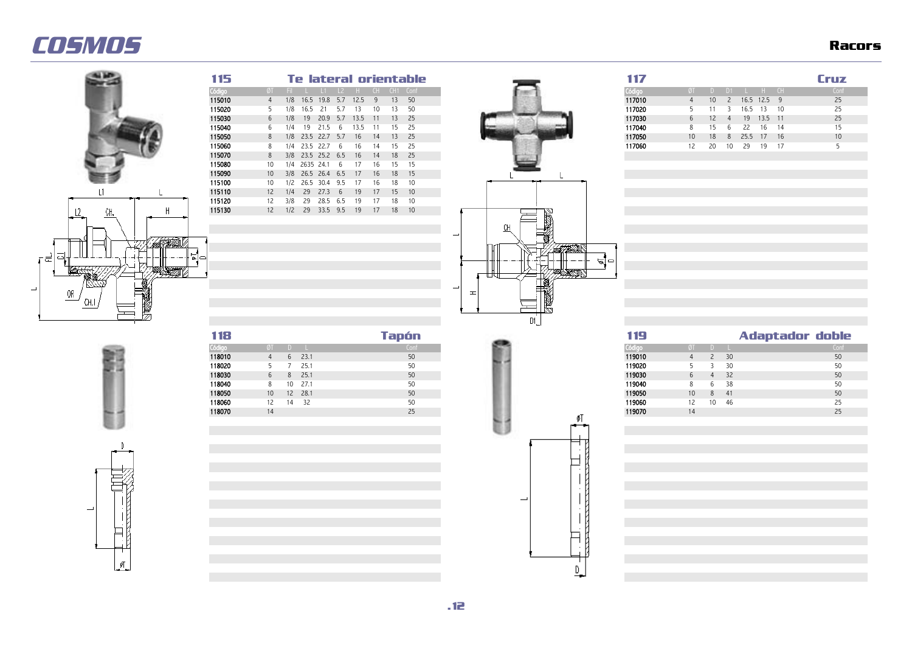## 115 Te lateral orientable

| Código | ØT | Fil | L | L1 | L2 | H | CH | CH1 | Conf |
|---|---|---|---|---|---|---|---|---|---|
| 115010 | 4 | 1/8 | 16.5 | 19.8 | 5.7 | 12.5 | 9 | 13 | 50 |
| 115020 | 5 | 1/8 | 16.5 | 21 | 5.7 | 13 | 10 | 13 | 50 |
| 115030 | 6 | 1/8 | 19 | 20.9 | 5.7 | 13.5 | 11 | 13 | 25 |
| 115040 | 6 | 1/4 | 19 | 21.5 | 6 | 13.5 | 11 | 15 | 25 |
| 115050 | 8 | 1/8 | 23.5 | 22.7 | 5.7 | 16 | 14 | 13 | 25 |
| 115060 | 8 | 1/4 | 23.5 | 22.7 | 6 | 16 | 14 | 15 | 25 |
| 115070 | 8 | 3/8 | 23.5 | 25.2 | 6.5 | 16 | 14 | 18 | 25 |
| 115080 | 10 | 1/4 | 2635 | 24.1 | 6 | 17 | 16 | 15 | 15 |
| 115090 | 10 | 3/8 | 26.5 | 26.4 | 6.5 | 17 | 16 | 18 | 15 |
| 115100 | 10 | 1/2 | 26.5 | 30.4 | 9.5 | 17 | 16 | 18 | 10 |
| 115110 | 12 | 1/4 | 29 | 27.3 | 6 | 19 | 17 | 15 | 10 |
| 115120 | 12 | 3/8 | 29 | 28.5 | 6.5 | 19 | 17 | 18 | 10 |
| 115130 | 12 | 1/2 | 29 | 33.5 | 9.5 | 19 | 17 | 18 | 10 |

## 117 Cruz

| Código | ØT | D | D1 | L | H | CH | Conf |
|---|---|---|---|---|---|---|---|
| 117010 | 4 | 10 | 2 | 16.5 | 12.5 | 9 | 25 |
| 117020 | 5 | 11 | 3 | 16.5 | 13 | 10 | 25 |
| 117030 | 6 | 12 | 4 | 19 | 13.5 | 11 | 25 |
| 117040 | 8 | 15 | 6 | 22 | 16 | 14 | 15 |
| 117050 | 10 | 18 | 8 | 25.5 | 17 | 16 | 10 |
| 117060 | 12 | 20 | 10 | 29 | 19 | 17 | 5 |

## 118 Tapón

| Código | ØT | D | L | Conf |
|---|---|---|---|---|
| 118010 | 4 | 6 | 23.1 | 50 |
| 118020 | 5 | 7 | 25.1 | 50 |
| 118030 | 6 | 8 | 25.1 | 50 |
| 118040 | 8 | 10 | 27.1 | 50 |
| 118050 | 10 | 12 | 28.1 | 50 |
| 118060 | 12 | 14 | 32 | 50 |
| 118070 | 14 | | | 25 |

## 119 Adaptador doble

| Código | ØT | D | L | Conf |
|---|---|---|---|---|
| 119010 | 4 | 2 | 30 | 50 |
| 119020 | 5 | 3 | 30 | 50 |
| 119030 | 6 | 4 | 32 | 50 |
| 119040 | 8 | 6 | 38 | 50 |
| 119050 | 10 | 8 | 41 | 50 |
| 119060 | 12 | 10 | 46 | 25 |
| 119070 | 14 | | | 25 |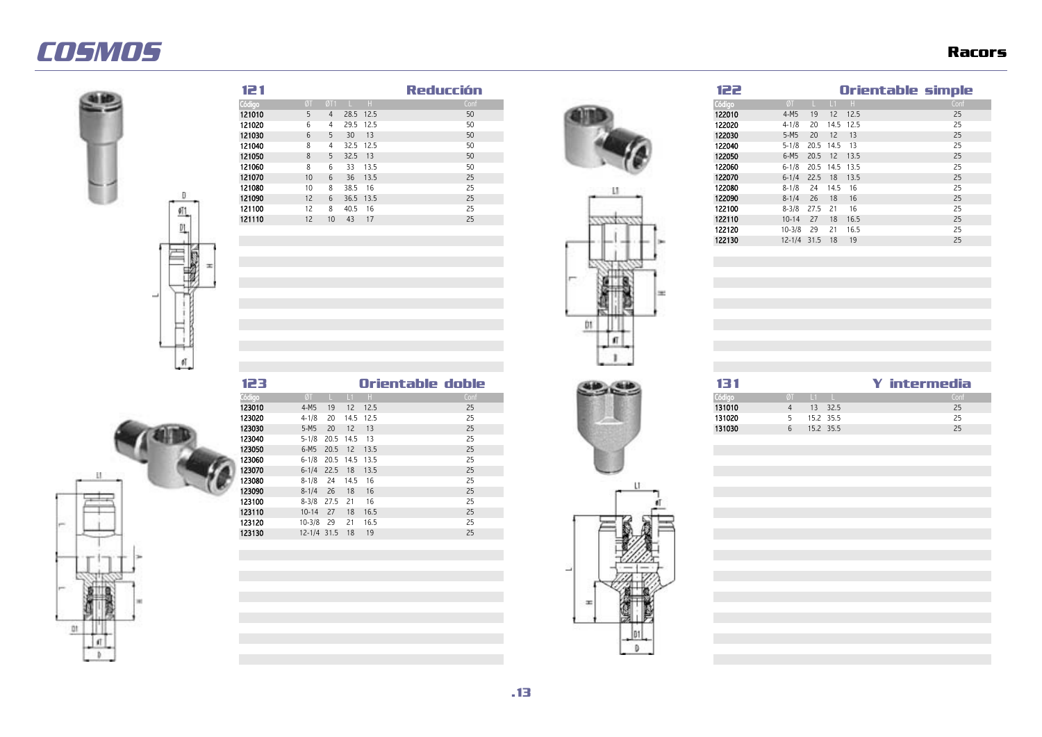# COSMOS

## Racors

### 121 Reducción

| Código | ØT | ØT1 | L | H | Conf |
|---|---|---|---|---|---|
| 121010 | 5 | 4 | 28.5 | 12.5 | 50 |
| 121020 | 6 | 4 | 29.5 | 12.5 | 50 |
| 121030 | 6 | 5 | 30 | 13 | 50 |
| 121040 | 8 | 4 | 32.5 | 12.5 | 50 |
| 121050 | 8 | 5 | 32.5 | 13 | 50 |
| 121060 | 8 | 6 | 33 | 13.5 | 50 |
| 121070 | 10 | 6 | 36 | 13.5 | 25 |
| 121080 | 10 | 8 | 38.5 | 16 | 25 |
| 121090 | 12 | 6 | 36.5 | 13.5 | 25 |
| 121100 | 12 | 8 | 40.5 | 16 | 25 |
| 121110 | 12 | 10 | 43 | 17 | 25 |

### 122 Orientable simple

| Código | ØT | L | L1 | H | Conf |
|---|---|---|---|---|---|
| 122010 | 4-M5 | 19 | 12 | 12.5 | 25 |
| 122020 | 4-1/8 | 20 | 14.5 | 12.5 | 25 |
| 122030 | 5-M5 | 20 | 12 | 13 | 25 |
| 122040 | 5-1/8 | 20.5 | 14.5 | 13 | 25 |
| 122050 | 6-M5 | 20.5 | 12 | 13.5 | 25 |
| 122060 | 6-1/8 | 20.5 | 14.5 | 13.5 | 25 |
| 122070 | 6-1/4 | 22.5 | 18 | 13.5 | 25 |
| 122080 | 8-1/8 | 24 | 14.5 | 16 | 25 |
| 122090 | 8-1/4 | 26 | 18 | 16 | 25 |
| 122100 | 8-3/8 | 27.5 | 21 | 16 | 25 |
| 122110 | 10-14 | 27 | 18 | 16.5 | 25 |
| 122120 | 10-3/8 | 29 | 21 | 16.5 | 25 |
| 122130 | 12-1/4 | 31.5 | 18 | 19 | 25 |

### 123 Orientable doble

| Código | ØT | L | L1 | H | Conf |
|---|---|---|---|---|---|
| 123010 | 4-M5 | 19 | 12 | 12.5 | 25 |
| 123020 | 4-1/8 | 20 | 14.5 | 12.5 | 25 |
| 123030 | 5-M5 | 20 | 12 | 13 | 25 |
| 123040 | 5-1/8 | 20.5 | 14.5 | 13 | 25 |
| 123050 | 6-M5 | 20.5 | 12 | 13.5 | 25 |
| 123060 | 6-1/8 | 20.5 | 14.5 | 13.5 | 25 |
| 123070 | 6-1/4 | 22.5 | 18 | 13.5 | 25 |
| 123080 | 8-1/8 | 24 | 14.5 | 16 | 25 |
| 123090 | 8-1/4 | 26 | 18 | 16 | 25 |
| 123100 | 8-3/8 | 27.5 | 21 | 16 | 25 |
| 123110 | 10-14 | 27 | 18 | 16.5 | 25 |
| 123120 | 10-3/8 | 29 | 21 | 16.5 | 25 |
| 123130 | 12-1/4 | 31.5 | 18 | 19 | 25 |

### 131 Y intermedia

| Código | ØT | L1 | L | Conf |
|---|---|---|---|---|
| 131010 | 4 | 13 | 32.5 | 25 |
| 131020 | 5 | 15.2 | 35.5 | 25 |
| 131030 | 6 | 15.2 | 35.5 | 25 |